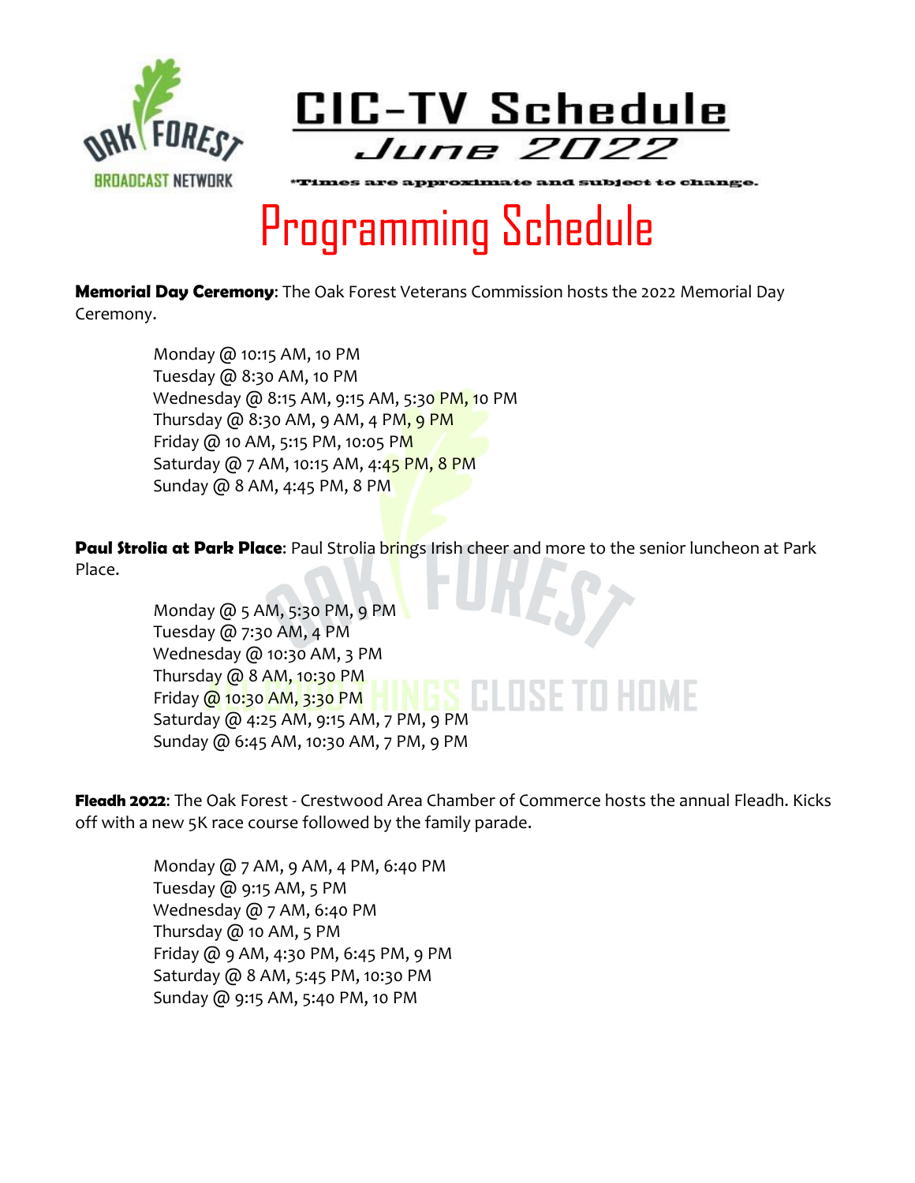OAK FOREST BROADCAST NETWORK

# CIC-TV Schedule

## June 2022

*Times are approximate and subject to change.

# Programming Schedule

**Memorial Day Ceremony**: The Oak Forest Veterans Commission hosts the 2022 Memorial Day Ceremony.

Monday @ 10:15 AM, 10 PM
Tuesday @ 8:30 AM, 10 PM
Wednesday @ 8:15 AM, 9:15 AM, 5:30 PM, 10 PM
Thursday @ 8:30 AM, 9 AM, 4 PM, 9 PM
Friday @ 10 AM, 5:15 PM, 10:05 PM
Saturday @ 7 AM, 10:15 AM, 4:45 PM, 8 PM
Sunday @ 8 AM, 4:45 PM, 8 PM

**Paul Strolia at Park Place**: Paul Strolia brings Irish cheer and more to the senior luncheon at Park Place.

Monday @ 5 AM, 5:30 PM, 9 PM
Tuesday @ 7:30 AM, 4 PM
Wednesday @ 10:30 AM, 3 PM
Thursday @ 8 AM, 10:30 PM
Friday @ 10:30 AM, 3:30 PM
Saturday @ 4:25 AM, 9:15 AM, 7 PM, 9 PM
Sunday @ 6:45 AM, 10:30 AM, 7 PM, 9 PM

**Fleadh 2022**: The Oak Forest - Crestwood Area Chamber of Commerce hosts the annual Fleadh. Kicks off with a new 5K race course followed by the family parade.

Monday @ 7 AM, 9 AM, 4 PM, 6:40 PM
Tuesday @ 9:15 AM, 5 PM
Wednesday @ 7 AM, 6:40 PM
Thursday @ 10 AM, 5 PM
Friday @ 9 AM, 4:30 PM, 6:45 PM, 9 PM
Saturday @ 8 AM, 5:45 PM, 10:30 PM
Sunday @ 9:15 AM, 5:40 PM, 10 PM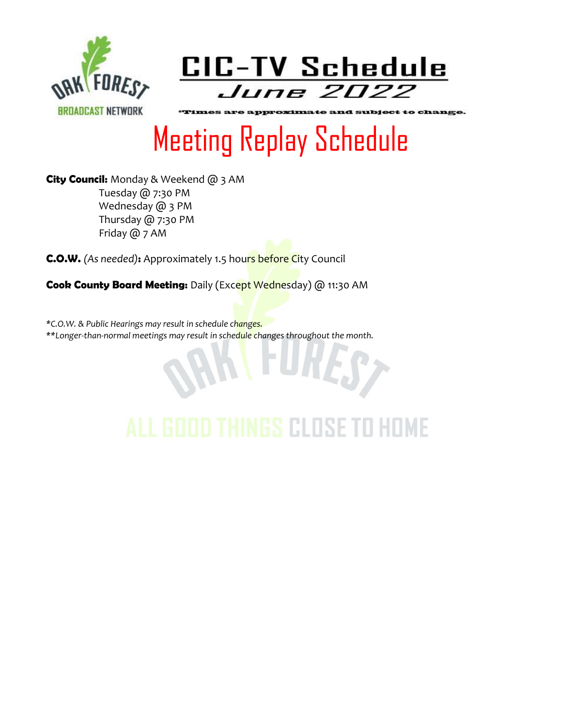# CIC-TV Schedule

## June 2022

*Times are approximate and subject to change.

# Meeting Replay Schedule

**City Council:** Monday & Weekend @ 3 AM
Tuesday @ 7:30 PM
Wednesday @ 3 PM
Thursday @ 7:30 PM
Friday @ 7 AM

**C.O.W.** *(As needed)***:** Approximately 1.5 hours before City Council

**Cook County Board Meeting:** Daily (Except Wednesday) @ 11:30 AM

*\*C.O.W. & Public Hearings may result in schedule changes.*
*\*\*Longer-than-normal meetings may result in schedule changes throughout the month.*

ALL GOOD THINGS CLOSE TO HOME